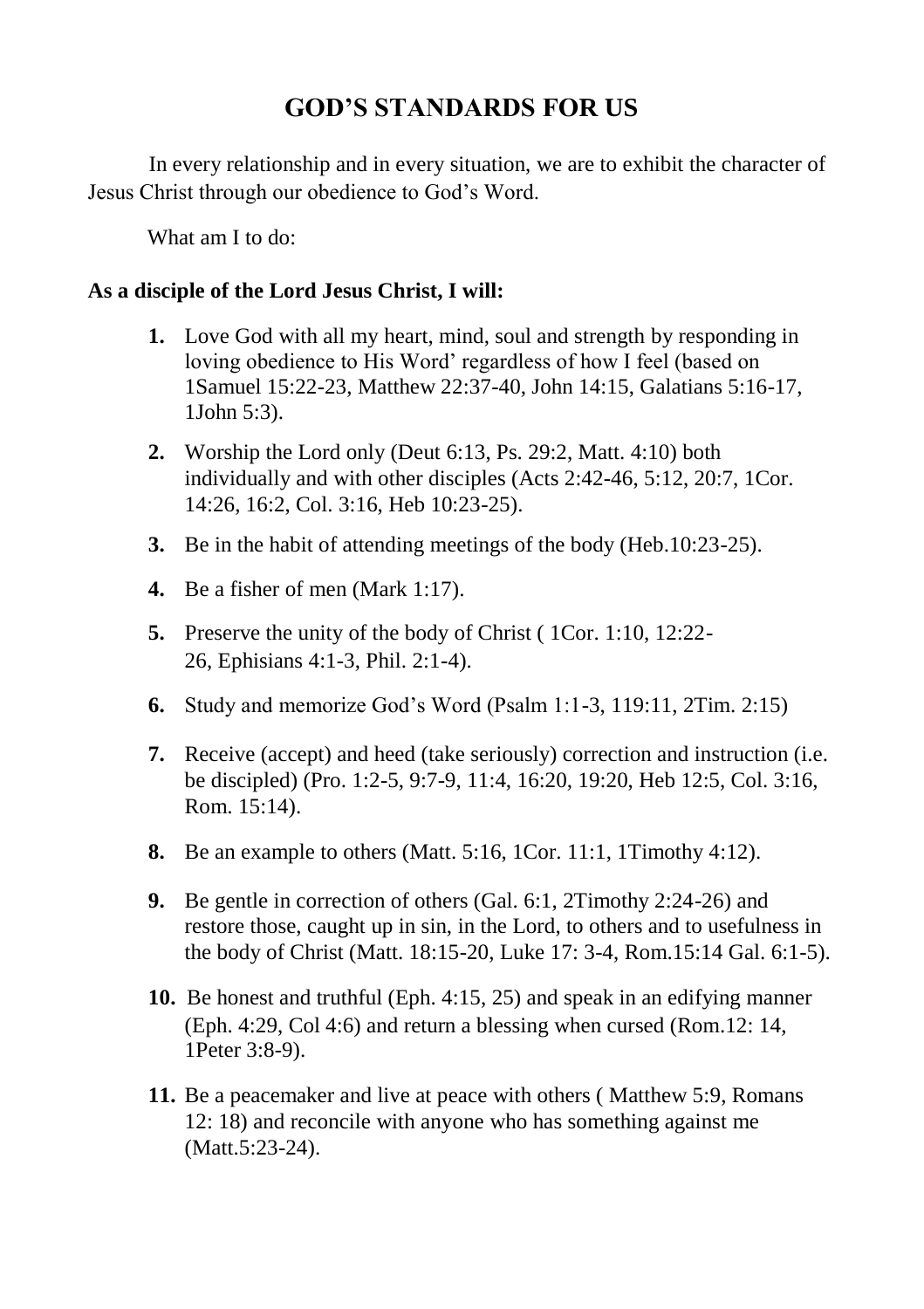# GOD'S STANDARDS FOR US

In every relationship and in every situation, we are to exhibit the character of Jesus Christ through our obedience to God's Word.

What am I to do:

**As a disciple of the Lord Jesus Christ, I will:**

1. Love God with all my heart, mind, soul and strength by responding in loving obedience to His Word' regardless of how I feel (based on 1Samuel 15:22-23, Matthew 22:37-40, John 14:15, Galatians 5:16-17, 1John 5:3).
2. Worship the Lord only (Deut 6:13, Ps. 29:2, Matt. 4:10) both individually and with other disciples (Acts 2:42-46, 5:12, 20:7, 1Cor. 14:26, 16:2, Col. 3:16, Heb 10:23-25).
3. Be in the habit of attending meetings of the body (Heb.10:23-25).
4. Be a fisher of men (Mark 1:17).
5. Preserve the unity of the body of Christ ( 1Cor. 1:10, 12:22-26, Ephisians 4:1-3, Phil. 2:1-4).
6. Study and memorize God's Word (Psalm 1:1-3, 119:11, 2Tim. 2:15)
7. Receive (accept) and heed (take seriously) correction and instruction (i.e. be discipled) (Pro. 1:2-5, 9:7-9, 11:4, 16:20, 19:20, Heb 12:5, Col. 3:16, Rom. 15:14).
8. Be an example to others (Matt. 5:16, 1Cor. 11:1, 1Timothy 4:12).
9. Be gentle in correction of others (Gal. 6:1, 2Timothy 2:24-26) and restore those, caught up in sin, in the Lord, to others and to usefulness in the body of Christ (Matt. 18:15-20, Luke 17: 3-4, Rom.15:14 Gal. 6:1-5).
10. Be honest and truthful (Eph. 4:15, 25) and speak in an edifying manner (Eph. 4:29, Col 4:6) and return a blessing when cursed (Rom.12: 14, 1Peter 3:8-9).
11. Be a peacemaker and live at peace with others ( Matthew 5:9, Romans 12: 18) and reconcile with anyone who has something against me (Matt.5:23-24).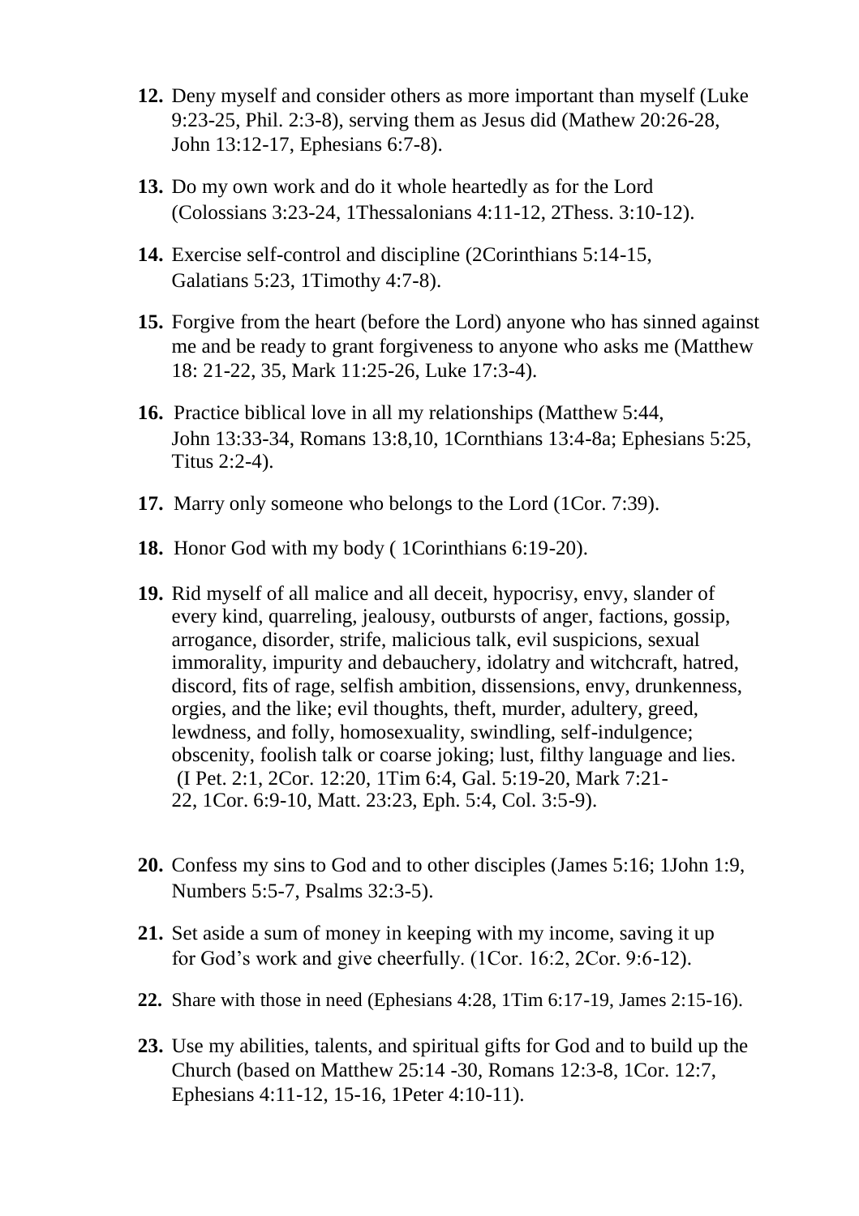12. **Deny myself and consider others as more important than myself (Luke 9:23-25, Phil. 2:3-8), serving them as Jesus did (Mathew 20:26-28, John 13:12-17, Ephesians 6:7-8).**

13. **Do my own work and do it whole heartedly as for the Lord (Colossians 3:23-24, 1Thessalonians 4:11-12, 2Thess. 3:10-12).**

14. **Exercise self-control and discipline (2Corinthians 5:14-15, Galatians 5:23, 1Timothy 4:7-8).**

15. **Forgive from the heart (before the Lord) anyone who has sinned against me and be ready to grant forgiveness to anyone who asks me (Matthew 18: 21-22, 35, Mark 11:25-26, Luke 17:3-4).**

16. **Practice biblical love in all my relationships (Matthew 5:44, John 13:33-34, Romans 13:8,10, 1Cornthians 13:4-8a; Ephesians 5:25, Titus 2:2-4).**

17. **Marry only someone who belongs to the Lord (1Cor. 7:39).**

18. **Honor God with my body ( 1Corinthians 6:19-20).**

19. **Rid myself of all malice and all deceit, hypocrisy, envy, slander of every kind, quarreling, jealousy, outbursts of anger, factions, gossip, arrogance, disorder, strife, malicious talk, evil suspicions, sexual immorality, impurity and debauchery, idolatry and witchcraft, hatred, discord, fits of rage, selfish ambition, dissensions, envy, drunkenness, orgies, and the like; evil thoughts, theft, murder, adultery, greed, lewdness, and folly, homosexuality, swindling, self-indulgence; obscenity, foolish talk or coarse joking; lust, filthy language and lies. (I Pet. 2:1, 2Cor. 12:20, 1Tim 6:4, Gal. 5:19-20, Mark 7:21-22, 1Cor. 6:9-10, Matt. 23:23, Eph. 5:4, Col. 3:5-9).**

20. **Confess my sins to God and to other disciples (James 5:16; 1John 1:9, Numbers 5:5-7, Psalms 32:3-5).**

21. **Set aside a sum of money in keeping with my income, saving it up for God's work and give cheerfully. (1Cor. 16:2, 2Cor. 9:6-12).**

22. **Share with those in need (Ephesians 4:28, 1Tim 6:17-19, James 2:15-16).**

23. **Use my abilities, talents, and spiritual gifts for God and to build up the Church (based on Matthew 25:14 -30, Romans 12:3-8, 1Cor. 12:7, Ephesians 4:11-12, 15-16, 1Peter 4:10-11).**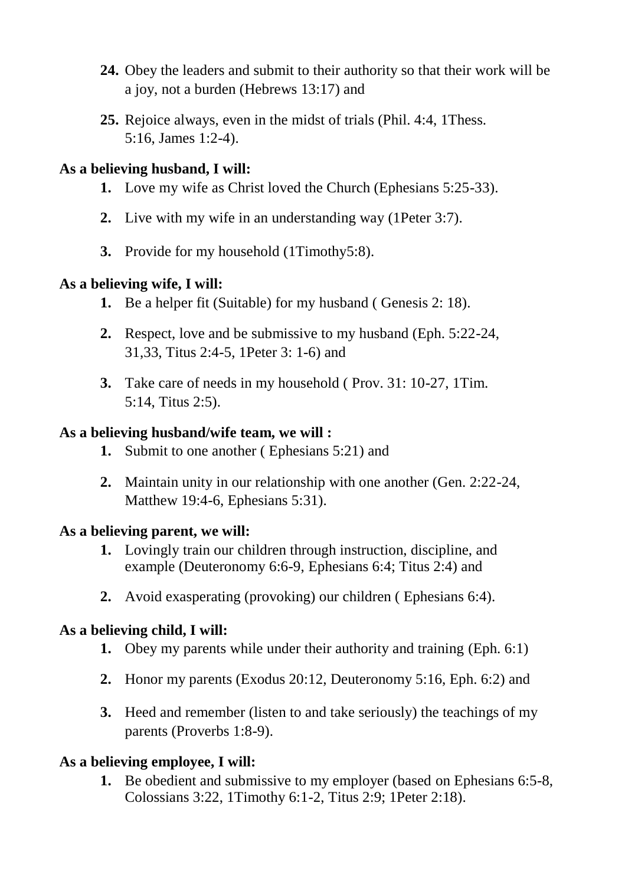24. Obey the leaders and submit to their authority so that their work will be a joy, not a burden (Hebrews 13:17) and

25. Rejoice always, even in the midst of trials (Phil. 4:4, 1Thess. 5:16, James 1:2-4).

**As a believing husband, I will:**

1. Love my wife as Christ loved the Church (Ephesians 5:25-33).

2. Live with my wife in an understanding way (1Peter 3:7).

3. Provide for my household (1Timothy5:8).

**As a believing wife, I will:**

1. Be a helper fit (Suitable) for my husband ( Genesis 2: 18).

2. Respect, love and be submissive to my husband (Eph. 5:22-24, 31,33, Titus 2:4-5, 1Peter 3: 1-6) and

3. Take care of needs in my household ( Prov. 31: 10-27, 1Tim. 5:14, Titus 2:5).

**As a believing husband/wife team, we will :**

1. Submit to one another ( Ephesians 5:21) and

2. Maintain unity in our relationship with one another (Gen. 2:22-24, Matthew 19:4-6, Ephesians 5:31).

**As a believing parent, we will:**

1. Lovingly train our children through instruction, discipline, and example (Deuteronomy 6:6-9, Ephesians 6:4; Titus 2:4) and

2. Avoid exasperating (provoking) our children ( Ephesians 6:4).

**As a believing child, I will:**

1. Obey my parents while under their authority and training (Eph. 6:1)

2. Honor my parents (Exodus 20:12, Deuteronomy 5:16, Eph. 6:2) and

3. Heed and remember (listen to and take seriously) the teachings of my parents (Proverbs 1:8-9).

**As a believing employee, I will:**

1. Be obedient and submissive to my employer (based on Ephesians 6:5-8, Colossians 3:22, 1Timothy 6:1-2, Titus 2:9; 1Peter 2:18).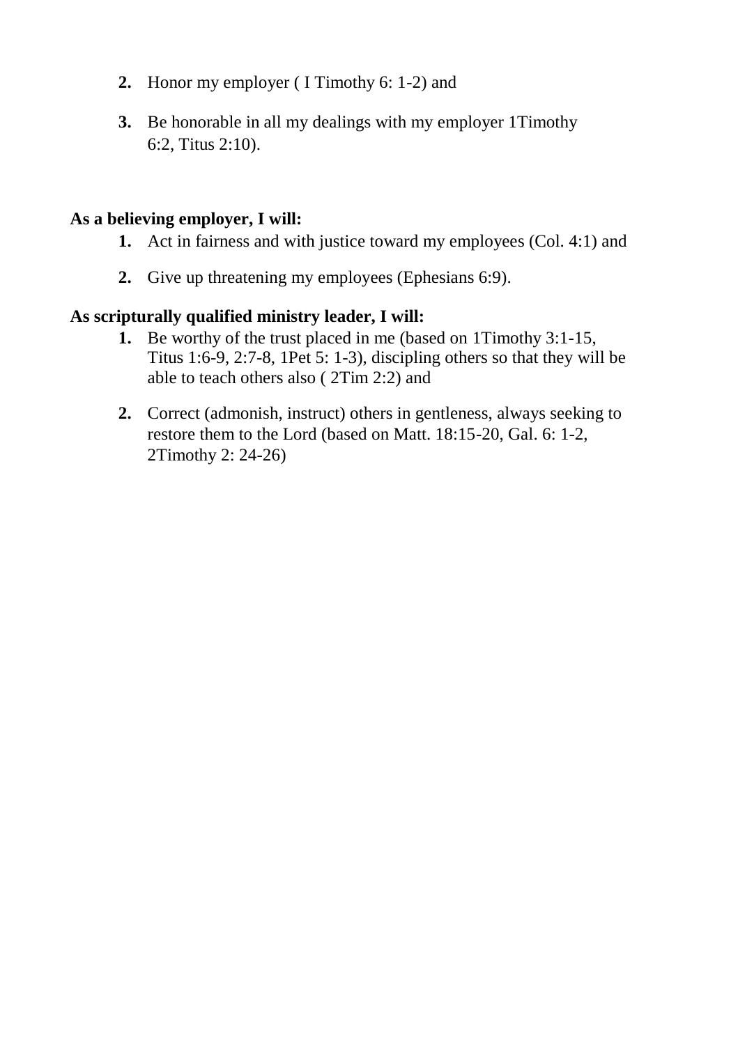2. Honor my employer ( I Timothy 6: 1-2) and

3. Be honorable in all my dealings with my employer 1Timothy 6:2, Titus 2:10).

**As a believing employer, I will:**

1. Act in fairness and with justice toward my employees (Col. 4:1) and

2. Give up threatening my employees (Ephesians 6:9).

**As scripturally qualified ministry leader, I will:**

1. Be worthy of the trust placed in me (based on 1Timothy 3:1-15, Titus 1:6-9, 2:7-8, 1Pet 5: 1-3), discipling others so that they will be able to teach others also ( 2Tim 2:2) and

2. Correct (admonish, instruct) others in gentleness, always seeking to restore them to the Lord (based on Matt. 18:15-20, Gal. 6: 1-2, 2Timothy 2: 24-26)